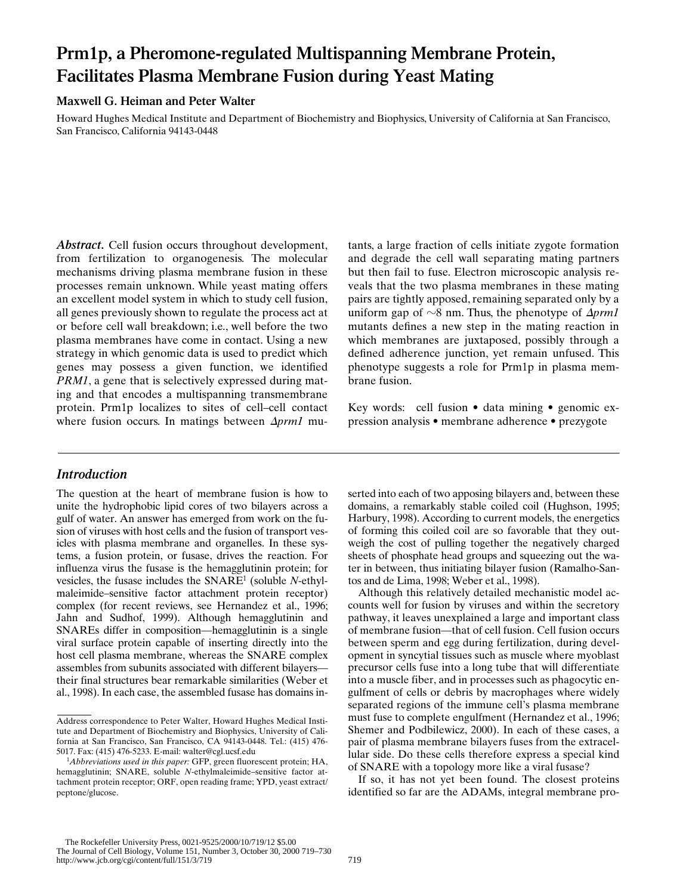# Prm1p, a Pheromone-regulated Multispanning Membrane Protein, Facilitates Plasma Membrane Fusion during Yeast Mating

**Maxwell G. Heiman and Peter Walter**

Howard Hughes Medical Institute and Department of Biochemistry and Biophysics, University of California at San Francisco, San Francisco, California 94143-0448

***Abstract.*** Cell fusion occurs throughout development, from fertilization to organogenesis. The molecular mechanisms driving plasma membrane fusion in these processes remain unknown. While yeast mating offers an excellent model system in which to study cell fusion, all genes previously shown to regulate the process act at or before cell wall breakdown; i.e., well before the two plasma membranes have come in contact. Using a new strategy in which genomic data is used to predict which genes may possess a given function, we identified *PRM1*, a gene that is selectively expressed during mating and that encodes a multispanning transmembrane protein. Prm1p localizes to sites of cell–cell contact where fusion occurs. In matings between *Δprm1* mutants, a large fraction of cells initiate zygote formation and degrade the cell wall separating mating partners but then fail to fuse. Electron microscopic analysis reveals that the two plasma membranes in these mating pairs are tightly apposed, remaining separated only by a uniform gap of ∼8 nm. Thus, the phenotype of *Δprm1* mutants defines a new step in the mating reaction in which membranes are juxtaposed, possibly through a defined adherence junction, yet remain unfused. This phenotype suggests a role for Prm1p in plasma membrane fusion.

Key words: cell fusion • data mining • genomic expression analysis • membrane adherence • prezygote

## *Introduction*

The question at the heart of membrane fusion is how to unite the hydrophobic lipid cores of two bilayers across a gulf of water. An answer has emerged from work on the fusion of viruses with host cells and the fusion of transport vesicles with plasma membrane and organelles. In these systems, a fusion protein, or fusase, drives the reaction. For influenza virus the fusase is the hemagglutinin protein; for vesicles, the fusase includes the SNARE[1] (soluble *N*-ethylmaleimide–sensitive factor attachment protein receptor) complex (for recent reviews, see Hernandez et al., 1996; Jahn and Sudhof, 1999). Although hemagglutinin and SNAREs differ in composition—hemagglutinin is a single viral surface protein capable of inserting directly into the host cell plasma membrane, whereas the SNARE complex assembles from subunits associated with different bilayers—their final structures bear remarkable similarities (Weber et al., 1998). In each case, the assembled fusase has domains inserted into each of two apposing bilayers and, between these domains, a remarkably stable coiled coil (Hughson, 1995; Harbury, 1998). According to current models, the energetics of forming this coiled coil are so favorable that they outweigh the cost of pulling together the negatively charged sheets of phosphate head groups and squeezing out the water in between, thus initiating bilayer fusion (Ramalho-Santos and de Lima, 1998; Weber et al., 1998).

Although this relatively detailed mechanistic model accounts well for fusion by viruses and within the secretory pathway, it leaves unexplained a large and important class of membrane fusion—that of cell fusion. Cell fusion occurs between sperm and egg during fertilization, during development in syncytial tissues such as muscle where myoblast precursor cells fuse into a long tube that will differentiate into a muscle fiber, and in processes such as phagocytic engulfment of cells or debris by macrophages where widely separated regions of the immune cell's plasma membrane must fuse to complete engulfment (Hernandez et al., 1996; Shemer and Podbilewicz, 2000). In each of these cases, a pair of plasma membrane bilayers fuses from the extracellular side. Do these cells therefore express a special kind of SNARE with a topology more like a viral fusase?

If so, it has not yet been found. The closest proteins identified so far are the ADAMs, integral membrane pro-

Address correspondence to Peter Walter, Howard Hughes Medical Institute and Department of Biochemistry and Biophysics, University of California at San Francisco, San Francisco, CA 94143-0448. Tel.: (415) 476-5017. Fax: (415) 476-5233. E-mail: walter@cgl.ucsf.edu

[1] *Abbreviations used in this paper:* GFP, green fluorescent protein; HA, hemagglutinin; SNARE, soluble *N*-ethylmaleimide–sensitive factor attachment protein receptor; ORF, open reading frame; YPD, yeast extract/peptone/glucose.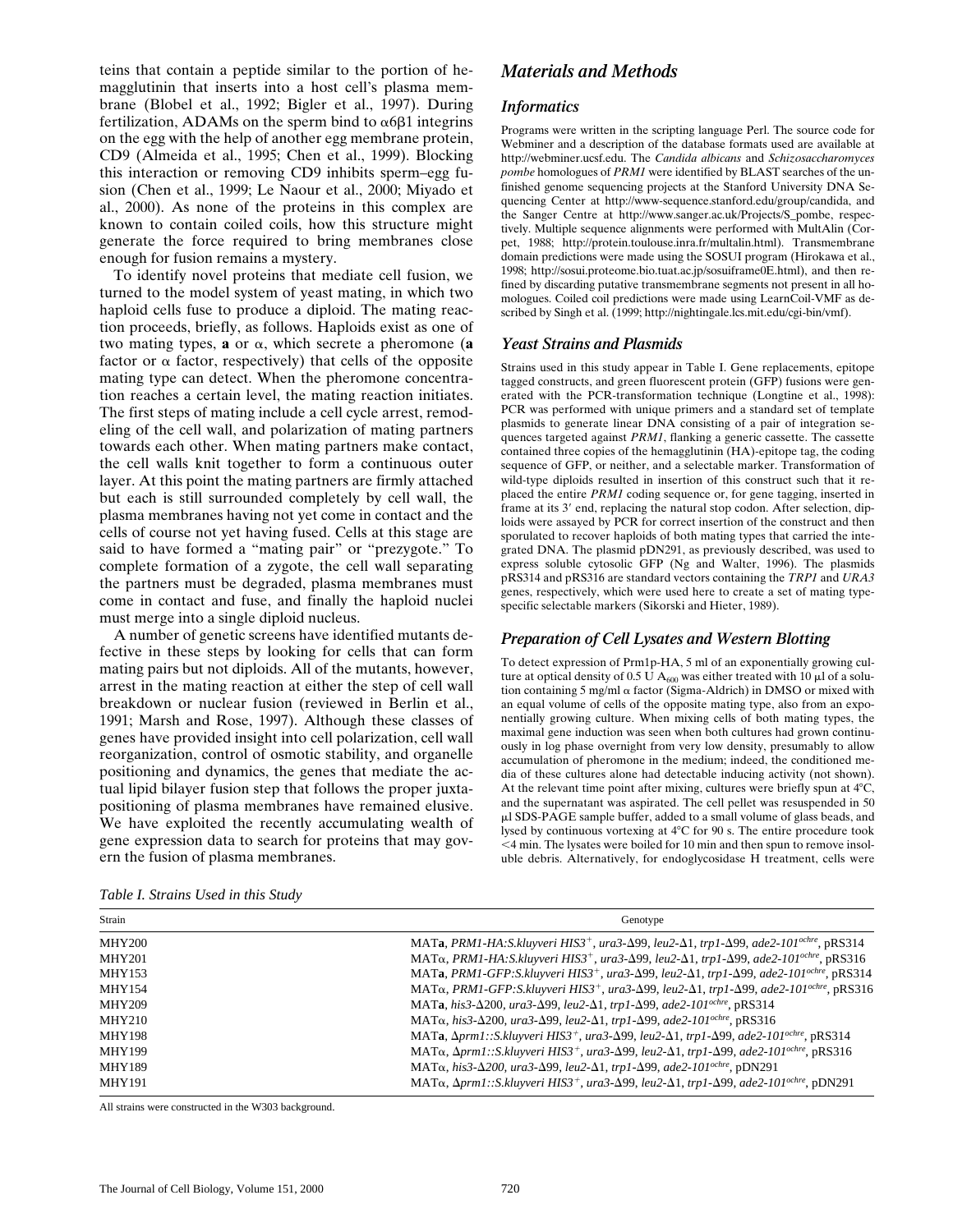teins that contain a peptide similar to the portion of hemagglutinin that inserts into a host cell's plasma membrane (Blobel et al., 1992; Bigler et al., 1997). During fertilization, ADAMs on the sperm bind to $\alpha6\beta1$ integrins on the egg with the help of another egg membrane protein, CD9 (Almeida et al., 1995; Chen et al., 1999). Blocking this interaction or removing CD9 inhibits sperm–egg fusion (Chen et al., 1999; Le Naour et al., 2000; Miyado et al., 2000). As none of the proteins in this complex are known to contain coiled coils, how this structure might generate the force required to bring membranes close enough for fusion remains a mystery.

To identify novel proteins that mediate cell fusion, we turned to the model system of yeast mating, in which two haploid cells fuse to produce a diploid. The mating reaction proceeds, briefly, as follows. Haploids exist as one of two mating types, **a** or $\alpha$, which secrete a pheromone (**a** factor or $\alpha$ factor, respectively) that cells of the opposite mating type can detect. When the pheromone concentration reaches a certain level, the mating reaction initiates. The first steps of mating include a cell cycle arrest, remodeling of the cell wall, and polarization of mating partners towards each other. When mating partners make contact, the cell walls knit together to form a continuous outer layer. At this point the mating partners are firmly attached but each is still surrounded completely by cell wall, the plasma membranes having not yet come in contact and the cells of course not yet having fused. Cells at this stage are said to have formed a "mating pair" or "prezygote." To complete formation of a zygote, the cell wall separating the partners must be degraded, plasma membranes must come in contact and fuse, and finally the haploid nuclei must merge into a single diploid nucleus.

A number of genetic screens have identified mutants defective in these steps by looking for cells that can form mating pairs but not diploids. All of the mutants, however, arrest in the mating reaction at either the step of cell wall breakdown or nuclear fusion (reviewed in Berlin et al., 1991; Marsh and Rose, 1997). Although these classes of genes have provided insight into cell polarization, cell wall reorganization, control of osmotic stability, and organelle positioning and dynamics, the genes that mediate the actual lipid bilayer fusion step that follows the proper juxtapositioning of plasma membranes have remained elusive. We have exploited the recently accumulating wealth of gene expression data to search for proteins that may govern the fusion of plasma membranes.

## *Materials and Methods*

### *Informatics*

Programs were written in the scripting language Perl. The source code for Webminer and a description of the database formats used are available at http://webminer.ucsf.edu. The *Candida albicans* and *Schizosaccharomyces pombe* homologues of *PRM1* were identified by BLAST searches of the unfinished genome sequencing projects at the Stanford University DNA Sequencing Center at http://www-sequence.stanford.edu/group/candida, and the Sanger Centre at http://www.sanger.ac.uk/Projects/S_pombe, respectively. Multiple sequence alignments were performed with MultAlin (Corpet, 1988; http://protein.toulouse.inra.fr/multalin.html). Transmembrane domain predictions were made using the SOSUI program (Hirokawa et al., 1998; http://sosui.proteome.bio.tuat.ac.jp/sosuiframe0E.html), and then refined by discarding putative transmembrane segments not present in all homologues. Coiled coil predictions were made using LearnCoil-VMF as described by Singh et al. (1999; http://nightingale.lcs.mit.edu/cgi-bin/vmf).

### *Yeast Strains and Plasmids*

Strains used in this study appear in Table I. Gene replacements, epitope tagged constructs, and green fluorescent protein (GFP) fusions were generated with the PCR-transformation technique (Longtine et al., 1998): PCR was performed with unique primers and a standard set of template plasmids to generate linear DNA consisting of a pair of integration sequences targeted against *PRM1*, flanking a generic cassette. The cassette contained three copies of the hemagglutinin (HA)-epitope tag, the coding sequence of GFP, or neither, and a selectable marker. Transformation of wild-type diploids resulted in insertion of this construct such that it replaced the entire *PRM1* coding sequence or, for gene tagging, inserted in frame at its 3′ end, replacing the natural stop codon. After selection, diploids were assayed by PCR for correct insertion of the construct and then sporulated to recover haploids of both mating types that carried the integrated DNA. The plasmid pDN291, as previously described, was used to express soluble cytosolic GFP (Ng and Walter, 1996). The plasmids pRS314 and pRS316 are standard vectors containing the *TRP1* and *URA3* genes, respectively, which were used here to create a set of mating type-specific selectable markers (Sikorski and Hieter, 1989).

### *Preparation of Cell Lysates and Western Blotting*

To detect expression of Prm1p-HA, 5 ml of an exponentially growing culture at optical density of 0.5 U $A_{600}$ was either treated with 10 μl of a solution containing 5 mg/ml $\alpha$ factor (Sigma-Aldrich) in DMSO or mixed with an equal volume of cells of the opposite mating type, also from an exponentially growing culture. When mixing cells of both mating types, the maximal gene induction was seen when both cultures had grown continuously in log phase overnight from very low density, presumably to allow accumulation of pheromone in the medium; indeed, the conditioned media of these cultures alone had detectable inducing activity (not shown). At the relevant time point after mixing, cultures were briefly spun at 4°C, and the supernatant was aspirated. The cell pellet was resuspended in 50 μl SDS-PAGE sample buffer, added to a small volume of glass beads, and lysed by continuous vortexing at 4°C for 90 s. The entire procedure took <4 min. The lysates were boiled for 10 min and then spun to remove insoluble debris. Alternatively, for endoglycosidase H treatment, cells were

*Table I. Strains Used in this Study*

| Strain | Genotype |
| --- | --- |
| MHY200 | MAT**a**, *PRM1-HA:S.kluyveri HIS3*$^{+}$, *ura3*-Δ99, *leu2*-Δ1, *trp1*-Δ99, *ade2-101*$^{ochre}$, pRS314 |
| MHY201 | MATα, *PRM1-HA:S.kluyveri HIS3*$^{+}$, *ura3*-Δ99, *leu2*-Δ1, *trp1*-Δ99, *ade2-101*$^{ochre}$, pRS316 |
| MHY153 | MAT**a**, *PRM1-GFP:S.kluyveri HIS3*$^{+}$, *ura3*-Δ99, *leu2*-Δ1, *trp1*-Δ99, *ade2-101*$^{ochre}$, pRS314 |
| MHY154 | MATα, *PRM1-GFP:S.kluyveri HIS3*$^{+}$, *ura3*-Δ99, *leu2*-Δ1, *trp1*-Δ99, *ade2-101*$^{ochre}$, pRS316 |
| MHY209 | MAT**a**, *his3*-Δ200, *ura3*-Δ99, *leu2*-Δ1, *trp1*-Δ99, *ade2-101*$^{ochre}$, pRS314 |
| MHY210 | MATα, *his3*-Δ200, *ura3*-Δ99, *leu2*-Δ1, *trp1*-Δ99, *ade2-101*$^{ochre}$, pRS316 |
| MHY198 | MAT**a**, Δ*prm1::S.kluyveri HIS3*$^{+}$, *ura3*-Δ99, *leu2*-Δ1, *trp1*-Δ99, *ade2-101*$^{ochre}$, pRS314 |
| MHY199 | MATα, Δ*prm1::S.kluyveri HIS3*$^{+}$, *ura3*-Δ99, *leu2*-Δ1, *trp1*-Δ99, *ade2-101*$^{ochre}$, pRS316 |
| MHY189 | MATα, *his3-Δ200*, *ura3*-Δ99, *leu2*-Δ1, *trp1*-Δ99, *ade2-101*$^{ochre}$, pDN291 |
| MHY191 | MATα, Δ*prm1::S.kluyveri HIS3*$^{+}$, *ura3*-Δ99, *leu2*-Δ1, *trp1*-Δ99, *ade2-101*$^{ochre}$, pDN291 |

All strains were constructed in the W303 background.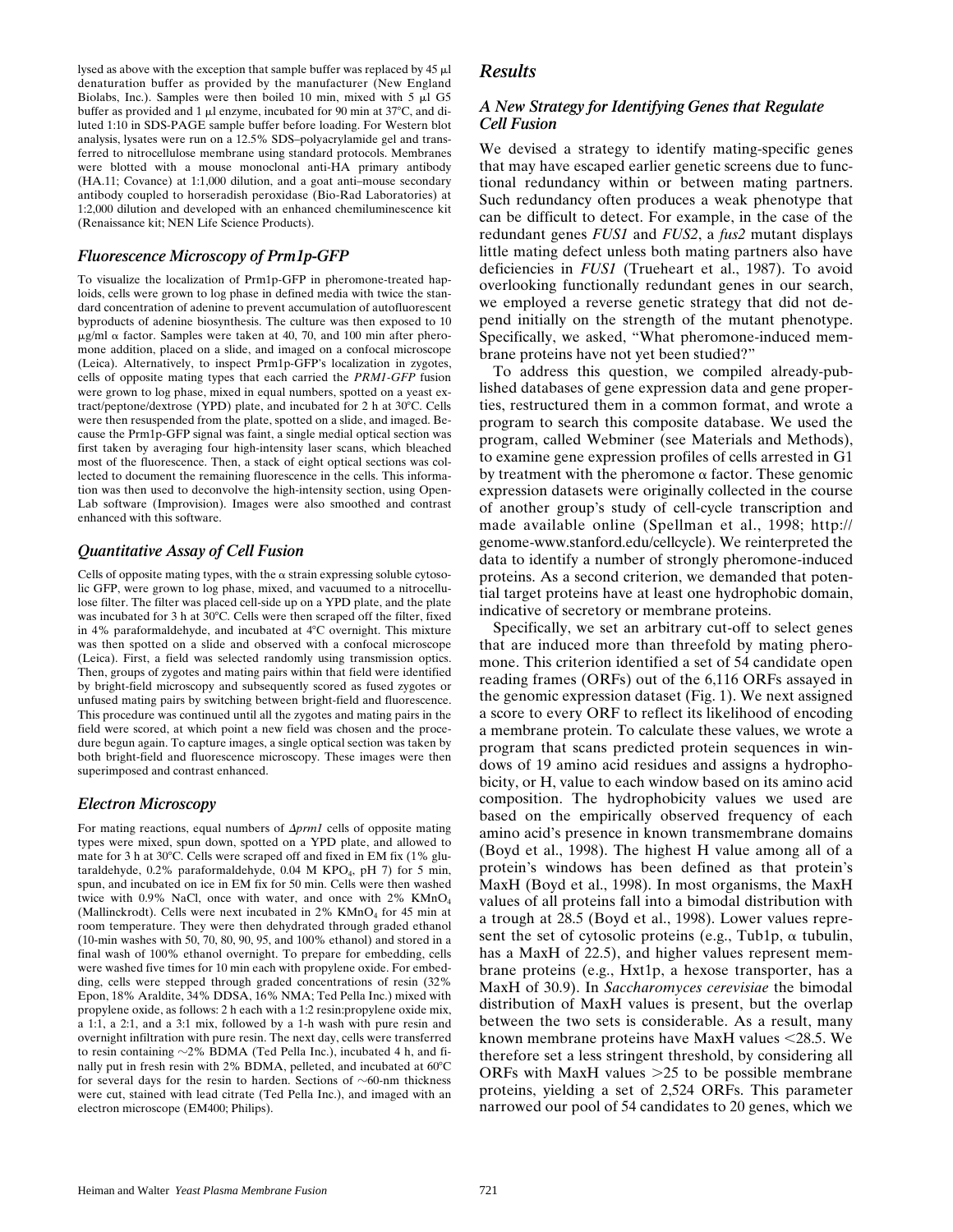lysed as above with the exception that sample buffer was replaced by 45 μl denaturation buffer as provided by the manufacturer (New England Biolabs, Inc.). Samples were then boiled 10 min, mixed with 5 μl G5 buffer as provided and 1 μl enzyme, incubated for 90 min at 37°C, and diluted 1:10 in SDS-PAGE sample buffer before loading. For Western blot analysis, lysates were run on a 12.5% SDS–polyacrylamide gel and transferred to nitrocellulose membrane using standard protocols. Membranes were blotted with a mouse monoclonal anti-HA primary antibody (HA.11; Covance) at 1:1,000 dilution, and a goat anti–mouse secondary antibody coupled to horseradish peroxidase (Bio-Rad Laboratories) at 1:2,000 dilution and developed with an enhanced chemiluminescence kit (Renaissance kit; NEN Life Science Products).

### *Fluorescence Microscopy of Prm1p-GFP*

To visualize the localization of Prm1p-GFP in pheromone-treated haploids, cells were grown to log phase in defined media with twice the standard concentration of adenine to prevent accumulation of autofluorescent byproducts of adenine biosynthesis. The culture was then exposed to 10 μg/ml α factor. Samples were taken at 40, 70, and 100 min after pheromone addition, placed on a slide, and imaged on a confocal microscope (Leica). Alternatively, to inspect Prm1p-GFP's localization in zygotes, cells of opposite mating types that each carried the *PRM1-GFP* fusion were grown to log phase, mixed in equal numbers, spotted on a yeast extract/peptone/dextrose (YPD) plate, and incubated for 2 h at 30°C. Cells were then resuspended from the plate, spotted on a slide, and imaged. Because the Prm1p-GFP signal was faint, a single medial optical section was first taken by averaging four high-intensity laser scans, which bleached most of the fluorescence. Then, a stack of eight optical sections was collected to document the remaining fluorescence in the cells. This information was then used to deconvolve the high-intensity section, using OpenLab software (Improvision). Images were also smoothed and contrast enhanced with this software.

### *Quantitative Assay of Cell Fusion*

Cells of opposite mating types, with the α strain expressing soluble cytosolic GFP, were grown to log phase, mixed, and vacuumed to a nitrocellulose filter. The filter was placed cell-side up on a YPD plate, and the plate was incubated for 3 h at 30°C. Cells were then scraped off the filter, fixed in 4% paraformaldehyde, and incubated at 4°C overnight. This mixture was then spotted on a slide and observed with a confocal microscope (Leica). First, a field was selected randomly using transmission optics. Then, groups of zygotes and mating pairs within that field were identified by bright-field microscopy and subsequently scored as fused zygotes or unfused mating pairs by switching between bright-field and fluorescence. This procedure was continued until all the zygotes and mating pairs in the field were scored, at which point a new field was chosen and the procedure begun again. To capture images, a single optical section was taken by both bright-field and fluorescence microscopy. These images were then superimposed and contrast enhanced.

### *Electron Microscopy*

For mating reactions, equal numbers of Δ*prm1* cells of opposite mating types were mixed, spun down, spotted on a YPD plate, and allowed to mate for 3 h at 30°C. Cells were scraped off and fixed in EM fix (1% glutaraldehyde, 0.2% paraformaldehyde, 0.04 M $KPO_4$, pH 7) for 5 min, spun, and incubated on ice in EM fix for 50 min. Cells were then washed twice with 0.9% NaCl, once with water, and once with 2% $KMnO_4$ (Mallinckrodt). Cells were next incubated in 2% $KMnO_4$ for 45 min at room temperature. They were then dehydrated through graded ethanol (10-min washes with 50, 70, 80, 90, 95, and 100% ethanol) and stored in a final wash of 100% ethanol overnight. To prepare for embedding, cells were washed five times for 10 min each with propylene oxide. For embedding, cells were stepped through graded concentrations of resin (32% Epon, 18% Araldite, 34% DDSA, 16% NMA; Ted Pella Inc.) mixed with propylene oxide, as follows: 2 h each with a 1:2 resin:propylene oxide mix, a 1:1, a 2:1, and a 3:1 mix, followed by a 1-h wash with pure resin and overnight infiltration with pure resin. The next day, cells were transferred to resin containing ~2% BDMA (Ted Pella Inc.), incubated 4 h, and finally put in fresh resin with 2% BDMA, pelleted, and incubated at 60°C for several days for the resin to harden. Sections of ~60-nm thickness were cut, stained with lead citrate (Ted Pella Inc.), and imaged with an electron microscope (EM400; Philips).

## *Results*

### *A New Strategy for Identifying Genes that Regulate Cell Fusion*

We devised a strategy to identify mating-specific genes that may have escaped earlier genetic screens due to functional redundancy within or between mating partners. Such redundancy often produces a weak phenotype that can be difficult to detect. For example, in the case of the redundant genes *FUS1* and *FUS2*, a *fus2* mutant displays little mating defect unless both mating partners also have deficiencies in *FUS1* (Trueheart et al., 1987). To avoid overlooking functionally redundant genes in our search, we employed a reverse genetic strategy that did not depend initially on the strength of the mutant phenotype. Specifically, we asked, "What pheromone-induced membrane proteins have not yet been studied?"

To address this question, we compiled already-published databases of gene expression data and gene properties, restructured them in a common format, and wrote a program to search this composite database. We used the program, called Webminer (see Materials and Methods), to examine gene expression profiles of cells arrested in G1 by treatment with the pheromone α factor. These genomic expression datasets were originally collected in the course of another group's study of cell-cycle transcription and made available online (Spellman et al., 1998; http://genome-www.stanford.edu/cellcycle). We reinterpreted the data to identify a number of strongly pheromone-induced proteins. As a second criterion, we demanded that potential target proteins have at least one hydrophobic domain, indicative of secretory or membrane proteins.

Specifically, we set an arbitrary cut-off to select genes that are induced more than threefold by mating pheromone. This criterion identified a set of 54 candidate open reading frames (ORFs) out of the 6,116 ORFs assayed in the genomic expression dataset (Fig. 1). We next assigned a score to every ORF to reflect its likelihood of encoding a membrane protein. To calculate these values, we wrote a program that scans predicted protein sequences in windows of 19 amino acid residues and assigns a hydrophobicity, or H, value to each window based on its amino acid composition. The hydrophobicity values we used are based on the empirically observed frequency of each amino acid's presence in known transmembrane domains (Boyd et al., 1998). The highest H value among all of a protein's windows has been defined as that protein's MaxH (Boyd et al., 1998). In most organisms, the MaxH values of all proteins fall into a bimodal distribution with a trough at 28.5 (Boyd et al., 1998). Lower values represent the set of cytosolic proteins (e.g., Tub1p, α tubulin, has a MaxH of 22.5), and higher values represent membrane proteins (e.g., Hxt1p, a hexose transporter, has a MaxH of 30.9). In *Saccharomyces cerevisiae* the bimodal distribution of MaxH values is present, but the overlap between the two sets is considerable. As a result, many known membrane proteins have MaxH values <28.5. We therefore set a less stringent threshold, by considering all ORFs with MaxH values >25 to be possible membrane proteins, yielding a set of 2,524 ORFs. This parameter narrowed our pool of 54 candidates to 20 genes, which we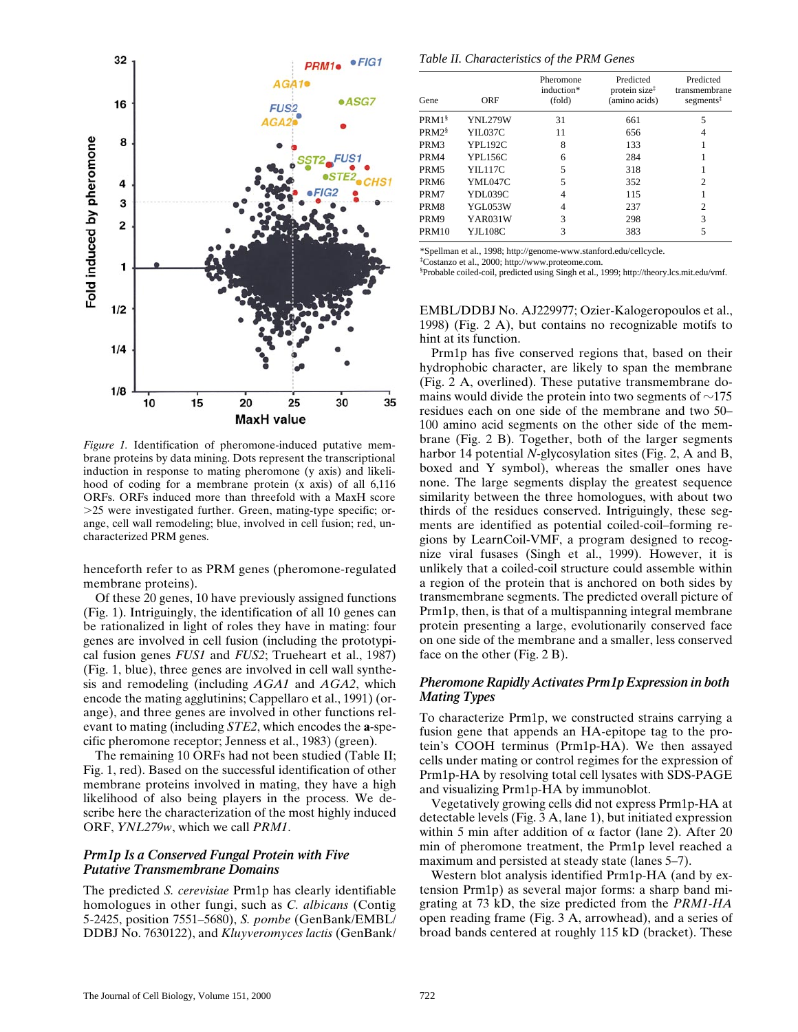Figure 1. Identification of pheromone-induced putative membrane proteins by data mining. Dots represent the transcriptional induction in response to mating pheromone (y axis) and likelihood of coding for a membrane protein (x axis) of all 6,116 ORFs. ORFs induced more than threefold with a MaxH score >25 were investigated further. Green, mating-type specific; orange, cell wall remodeling; blue, involved in cell fusion; red, uncharacterized PRM genes.

henceforth refer to as PRM genes (pheromone-regulated membrane proteins).

Of these 20 genes, 10 have previously assigned functions (Fig. 1). Intriguingly, the identification of all 10 genes can be rationalized in light of roles they have in mating: four genes are involved in cell fusion (including the prototypical fusion genes *FUS1* and *FUS2*; Trueheart et al., 1987) (Fig. 1, blue), three genes are involved in cell wall synthesis and remodeling (including *AGA1* and *AGA2*, which encode the mating agglutinins; Cappellaro et al., 1991) (orange), and three genes are involved in other functions relevant to mating (including *STE2*, which encodes the **a**-specific pheromone receptor; Jenness et al., 1983) (green).

The remaining 10 ORFs had not been studied (Table II; Fig. 1, red). Based on the successful identification of other membrane proteins involved in mating, they have a high likelihood of also being players in the process. We describe here the characterization of the most highly induced ORF, *YNL279w*, which we call *PRM1*.

### *Prm1p Is a Conserved Fungal Protein with Five Putative Transmembrane Domains*

The predicted *S. cerevisiae* Prm1p has clearly identifiable homologues in other fungi, such as *C. albicans* (Contig 5-2425, position 7551–5680), *S. pombe* (GenBank/EMBL/DDBJ No. 7630122), and *Kluyveromyces lactis* (GenBank/EMBL/DDBJ No. AJ229977; Ozier-Kalogeropoulos et al., 1998) (Fig. 2 A), but contains no recognizable motifs to hint at its function.

Table II. Characteristics of the PRM Genes

| Gene | ORF | Pheromone induction* (fold) | Predicted protein size[‡] (amino acids) | Predicted transmembrane segments[‡] |
|---|---|---|---|---|
| PRM1[§] | YNL279W | 31 | 661 | 5 |
| PRM2[§] | YIL037C | 11 | 656 | 4 |
| PRM3 | YPL192C | 8 | 133 | 1 |
| PRM4 | YPL156C | 6 | 284 | 1 |
| PRM5 | YIL117C | 5 | 318 | 1 |
| PRM6 | YML047C | 5 | 352 | 2 |
| PRM7 | YDL039C | 4 | 115 | 1 |
| PRM8 | YGL053W | 4 | 237 | 2 |
| PRM9 | YAR031W | 3 | 298 | 3 |
| PRM10 | YJL108C | 3 | 383 | 5 |

*Spellman et al., 1998; http://genome-www.stanford.edu/cellcycle.
[‡]Costanzo et al., 2000; http://www.proteome.com.
[§]Probable coiled-coil, predicted using Singh et al., 1999; http://theory.lcs.mit.edu/vmf.

Prm1p has five conserved regions that, based on their hydrophobic character, are likely to span the membrane (Fig. 2 A, overlined). These putative transmembrane domains would divide the protein into two segments of ~175 residues each on one side of the membrane and two 50–100 amino acid segments on the other side of the membrane (Fig. 2 B). Together, both of the larger segments harbor 14 potential *N*-glycosylation sites (Fig. 2, A and B, boxed and Y symbol), whereas the smaller ones have none. The large segments display the greatest sequence similarity between the three homologues, with about two thirds of the residues conserved. Intriguingly, these segments are identified as potential coiled-coil–forming regions by LearnCoil-VMF, a program designed to recognize viral fusases (Singh et al., 1999). However, it is unlikely that a coiled-coil structure could assemble within a region of the protein that is anchored on both sides by transmembrane segments. The predicted overall picture of Prm1p, then, is that of a multispanning integral membrane protein presenting a large, evolutionarily conserved face on one side of the membrane and a smaller, less conserved face on the other (Fig. 2 B).

### *Pheromone Rapidly Activates Prm1p Expression in both Mating Types*

To characterize Prm1p, we constructed strains carrying a fusion gene that appends an HA-epitope tag to the protein's COOH terminus (Prm1p-HA). We then assayed cells under mating or control regimes for the expression of Prm1p-HA by resolving total cell lysates with SDS-PAGE and visualizing Prm1p-HA by immunoblot.

Vegetatively growing cells did not express Prm1p-HA at detectable levels (Fig. 3 A, lane 1), but initiated expression within 5 min after addition of α factor (lane 2). After 20 min of pheromone treatment, the Prm1p level reached a maximum and persisted at steady state (lanes 5–7).

Western blot analysis identified Prm1p-HA (and by extension Prm1p) as several major forms: a sharp band migrating at 73 kD, the size predicted from the *PRM1-HA* open reading frame (Fig. 3 A, arrowhead), and a series of broad bands centered at roughly 115 kD (bracket). These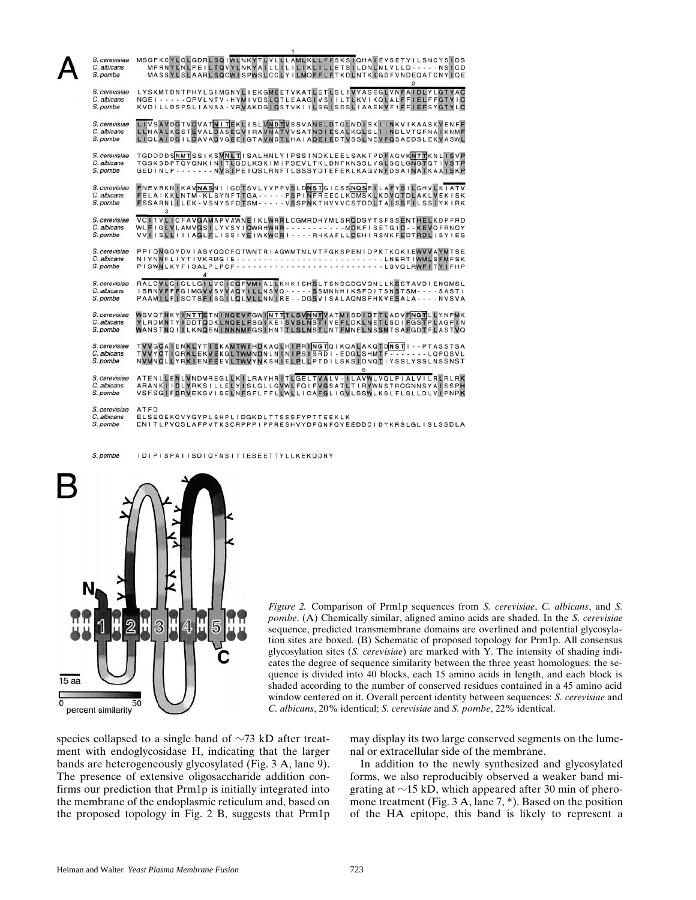*Figure 2.* Comparison of Prm1p sequences from *S. cerevisiae*, *C. albicans*, and *S. pombe*. (A) Chemically similar, aligned amino acids are shaded. In the *S. cerevisiae* sequence, predicted transmembrane domains are overlined and potential glycosylation sites are boxed. (B) Schematic of proposed topology for Prm1p. All consensus glycosylation sites (*S. cerevisiae*) are marked with Y. The intensity of shading indicates the degree of sequence similarity between the three yeast homologues: the sequence is divided into 40 blocks, each 15 amino acids in length, and each block is shaded according to the number of conserved residues contained in a 45 amino acid window centered on it. Overall percent identity between sequences: *S. cerevisiae* and *C. albicans*, 20% identical; *S. cerevisiae* and *S. pombe*, 22% identical.

species collapsed to a single band of ~73 kD after treatment with endoglycosidase H, indicating that the larger bands are heterogeneously glycosylated (Fig. 3 A, lane 9). The presence of extensive oligosaccharide addition confirms our prediction that Prm1p is initially integrated into the membrane of the endoplasmic reticulum and, based on the proposed topology in Fig. 2 B, suggests that Prm1p may display its two large conserved segments on the lumenal or extracellular side of the membrane.

In addition to the newly synthesized and glycosylated forms, we also reproducibly observed a weaker band migrating at ~15 kD, which appeared after 30 min of pheromone treatment (Fig. 3 A, lane 7, *). Based on the position of the HA epitope, this band is likely to represent a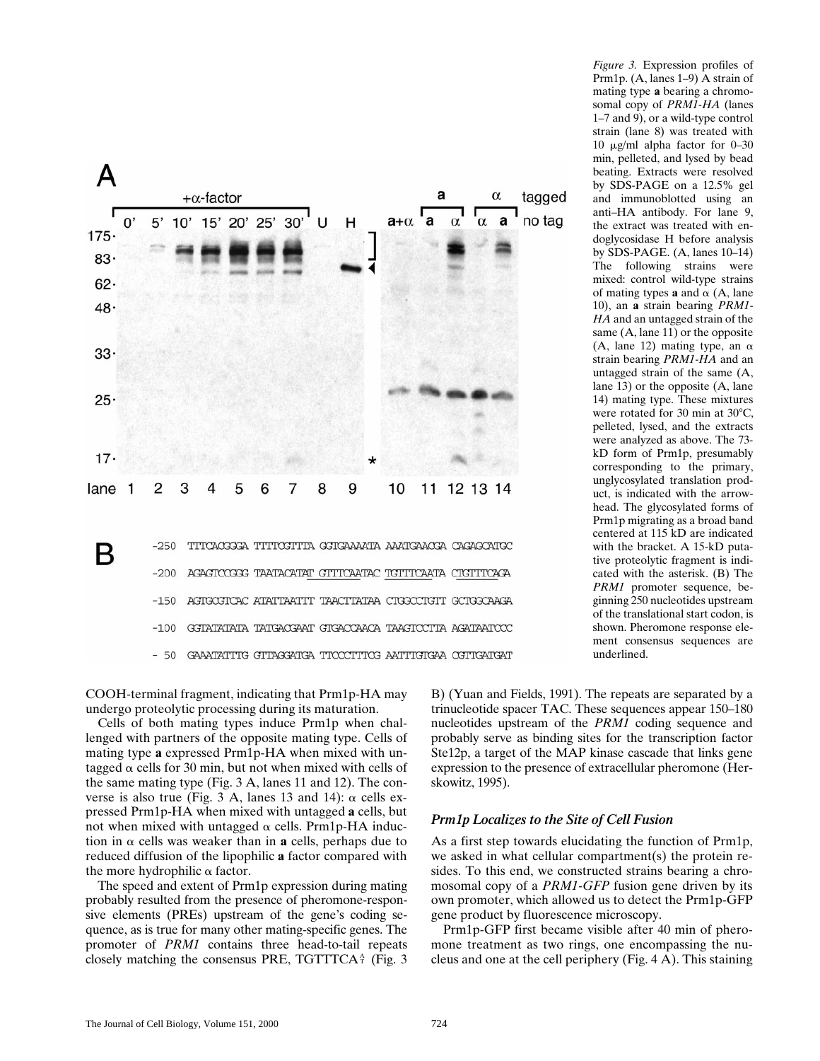*Figure 3.* Expression profiles of Prm1p. (A, lanes 1–9) A strain of mating type **a** bearing a chromosomal copy of *PRM1-HA* (lanes 1–7 and 9), or a wild-type control strain (lane 8) was treated with 10 μg/ml alpha factor for 0–30 min, pelleted, and lysed by bead beating. Extracts were resolved by SDS-PAGE on a 12.5% gel and immunoblotted using an anti–HA antibody. For lane 9, the extract was treated with endoglycosidase H before analysis by SDS-PAGE. (A, lanes 10–14) The following strains were mixed: control wild-type strains of mating types **a** and α (A, lane 10), an **a** strain bearing *PRM1-HA* and an untagged strain of the same (A, lane 11) or the opposite (A, lane 12) mating type, an α strain bearing *PRM1-HA* and an untagged strain of the same (A, lane 13) or the opposite (A, lane 14) mating type. These mixtures were rotated for 30 min at 30°C, pelleted, lysed, and the extracts were analyzed as above. The 73-kD form of Prm1p, presumably corresponding to the primary, unglycosylated translation product, is indicated with the arrowhead. The glycosylated forms of Prm1p migrating as a broad band centered at 115 kD are indicated with the bracket. A 15-kD putative proteolytic fragment is indicated with the asterisk. (B) The *PRM1* promoter sequence, beginning 250 nucleotides upstream of the translational start codon, is shown. Pheromone response element consensus sequences are underlined.

```
-250  TTTCACGGGA TTTTCGTTTA GGTGAAAATA AAATGAACGA CAGAGCATGC
-200  AGAGTCCGGG TAATACATAT GTTTCAATAC TGTTTCAATA CTGTTTCAGA
-150  AGTGCGTCAC ATATTAATTT TAACTTATAA CTGGCCTGTT GCTGGCAAGA
-100  GGTATATATA TATGACGAAT GTGACCAACA TAAGTCCTTA AGATAATCCC
- 50  GAAATATTTG GTTAGGATGA TTCCCTTTCG AATTTGTGAA CGTTGATGAT
```

COOH-terminal fragment, indicating that Prm1p-HA may undergo proteolytic processing during its maturation.

Cells of both mating types induce Prm1p when challenged with partners of the opposite mating type. Cells of mating type **a** expressed Prm1p-HA when mixed with untagged α cells for 30 min, but not when mixed with cells of the same mating type (Fig. 3 A, lanes 11 and 12). The converse is also true (Fig. 3 A, lanes 13 and 14): α cells expressed Prm1p-HA when mixed with untagged **a** cells, but not when mixed with untagged α cells. Prm1p-HA induction in α cells was weaker than in **a** cells, perhaps due to reduced diffusion of the lipophilic **a** factor compared with the more hydrophilic α factor.

The speed and extent of Prm1p expression during mating probably resulted from the presence of pheromone-responsive elements (PREs) upstream of the gene's coding sequence, as is true for many other mating-specific genes. The promoter of *PRM1* contains three head-to-tail repeats closely matching the consensus PRE, TGTTTCA$^{A}_{T}$ (Fig. 3 B) (Yuan and Fields, 1991). The repeats are separated by a trinucleotide spacer TAC. These sequences appear 150–180 nucleotides upstream of the *PRM1* coding sequence and probably serve as binding sites for the transcription factor Ste12p, a target of the MAP kinase cascade that links gene expression to the presence of extracellular pheromone (Herskowitz, 1995).

### *Prm1p Localizes to the Site of Cell Fusion*

As a first step towards elucidating the function of Prm1p, we asked in what cellular compartment(s) the protein resides. To this end, we constructed strains bearing a chromosomal copy of a *PRM1-GFP* fusion gene driven by its own promoter, which allowed us to detect the Prm1p-GFP gene product by fluorescence microscopy.

Prm1p-GFP first became visible after 40 min of pheromone treatment as two rings, one encompassing the nucleus and one at the cell periphery (Fig. 4 A). This staining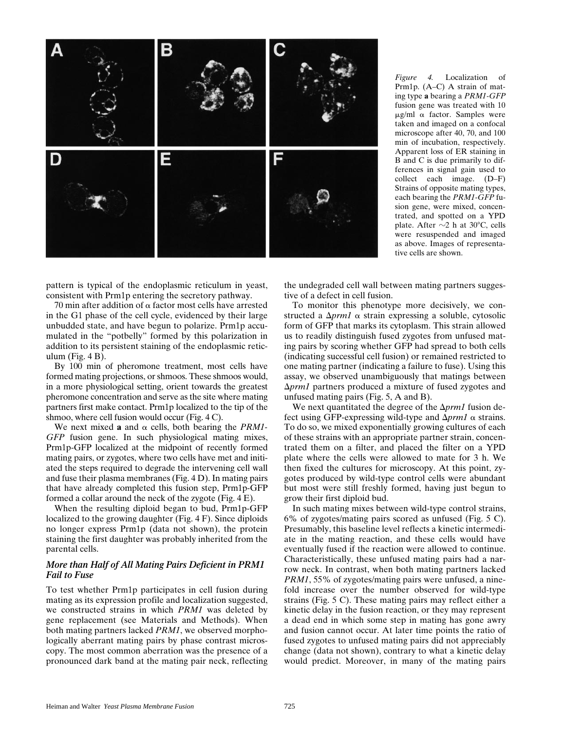*Figure 4.* Localization of Prm1p. (A–C) A strain of mating type **a** bearing a *PRM1-GFP* fusion gene was treated with 10 μg/ml α factor. Samples were taken and imaged on a confocal microscope after 40, 70, and 100 min of incubation, respectively. Apparent loss of ER staining in B and C is due primarily to differences in signal gain used to collect each image. (D–F) Strains of opposite mating types, each bearing the *PRM1-GFP* fusion gene, were mixed, concentrated, and spotted on a YPD plate. After ~2 h at 30°C, cells were resuspended and imaged as above. Images of representative cells are shown.

pattern is typical of the endoplasmic reticulum in yeast, consistent with Prm1p entering the secretory pathway.

70 min after addition of α factor most cells have arrested in the G1 phase of the cell cycle, evidenced by their large unbudded state, and have begun to polarize. Prm1p accumulated in the "potbelly" formed by this polarization in addition to its persistent staining of the endoplasmic reticulum (Fig. 4 B).

By 100 min of pheromone treatment, most cells have formed mating projections, or shmoos. These shmoos would, in a more physiological setting, orient towards the greatest pheromone concentration and serve as the site where mating partners first make contact. Prm1p localized to the tip of the shmoo, where cell fusion would occur (Fig. 4 C).

We next mixed **a** and α cells, both bearing the *PRM1-GFP* fusion gene. In such physiological mating mixes, Prm1p-GFP localized at the midpoint of recently formed mating pairs, or zygotes, where two cells have met and initiated the steps required to degrade the intervening cell wall and fuse their plasma membranes (Fig. 4 D). In mating pairs that have already completed this fusion step, Prm1p-GFP formed a collar around the neck of the zygote (Fig. 4 E).

When the resulting diploid began to bud, Prm1p-GFP localized to the growing daughter (Fig. 4 F). Since diploids no longer express Prm1p (data not shown), the protein staining the first daughter was probably inherited from the parental cells.

### *More than Half of All Mating Pairs Deficient in PRM1 Fail to Fuse*

To test whether Prm1p participates in cell fusion during mating as its expression profile and localization suggested, we constructed strains in which *PRM1* was deleted by gene replacement (see Materials and Methods). When both mating partners lacked *PRM1*, we observed morphologically aberrant mating pairs by phase contrast microscopy. The most common aberration was the presence of a pronounced dark band at the mating pair neck, reflecting the undegraded cell wall between mating partners suggestive of a defect in cell fusion.

To monitor this phenotype more decisively, we constructed a Δ*prm1* α strain expressing a soluble, cytosolic form of GFP that marks its cytoplasm. This strain allowed us to readily distinguish fused zygotes from unfused mating pairs by scoring whether GFP had spread to both cells (indicating successful cell fusion) or remained restricted to one mating partner (indicating a failure to fuse). Using this assay, we observed unambiguously that matings between Δ*prm1* partners produced a mixture of fused zygotes and unfused mating pairs (Fig. 5, A and B).

We next quantitated the degree of the Δ*prm1* fusion defect using GFP-expressing wild-type and Δ*prm1* α strains. To do so, we mixed exponentially growing cultures of each of these strains with an appropriate partner strain, concentrated them on a filter, and placed the filter on a YPD plate where the cells were allowed to mate for 3 h. We then fixed the cultures for microscopy. At this point, zygotes produced by wild-type control cells were abundant but most were still freshly formed, having just begun to grow their first diploid bud.

In such mating mixes between wild-type control strains, 6% of zygotes/mating pairs scored as unfused (Fig. 5 C). Presumably, this baseline level reflects a kinetic intermediate in the mating reaction, and these cells would have eventually fused if the reaction were allowed to continue. Characteristically, these unfused mating pairs had a narrow neck. In contrast, when both mating partners lacked *PRM1*, 55% of zygotes/mating pairs were unfused, a ninefold increase over the number observed for wild-type strains (Fig. 5 C). These mating pairs may reflect either a kinetic delay in the fusion reaction, or they may represent a dead end in which some step in mating has gone awry and fusion cannot occur. At later time points the ratio of fused zygotes to unfused mating pairs did not appreciably change (data not shown), contrary to what a kinetic delay would predict. Moreover, in many of the mating pairs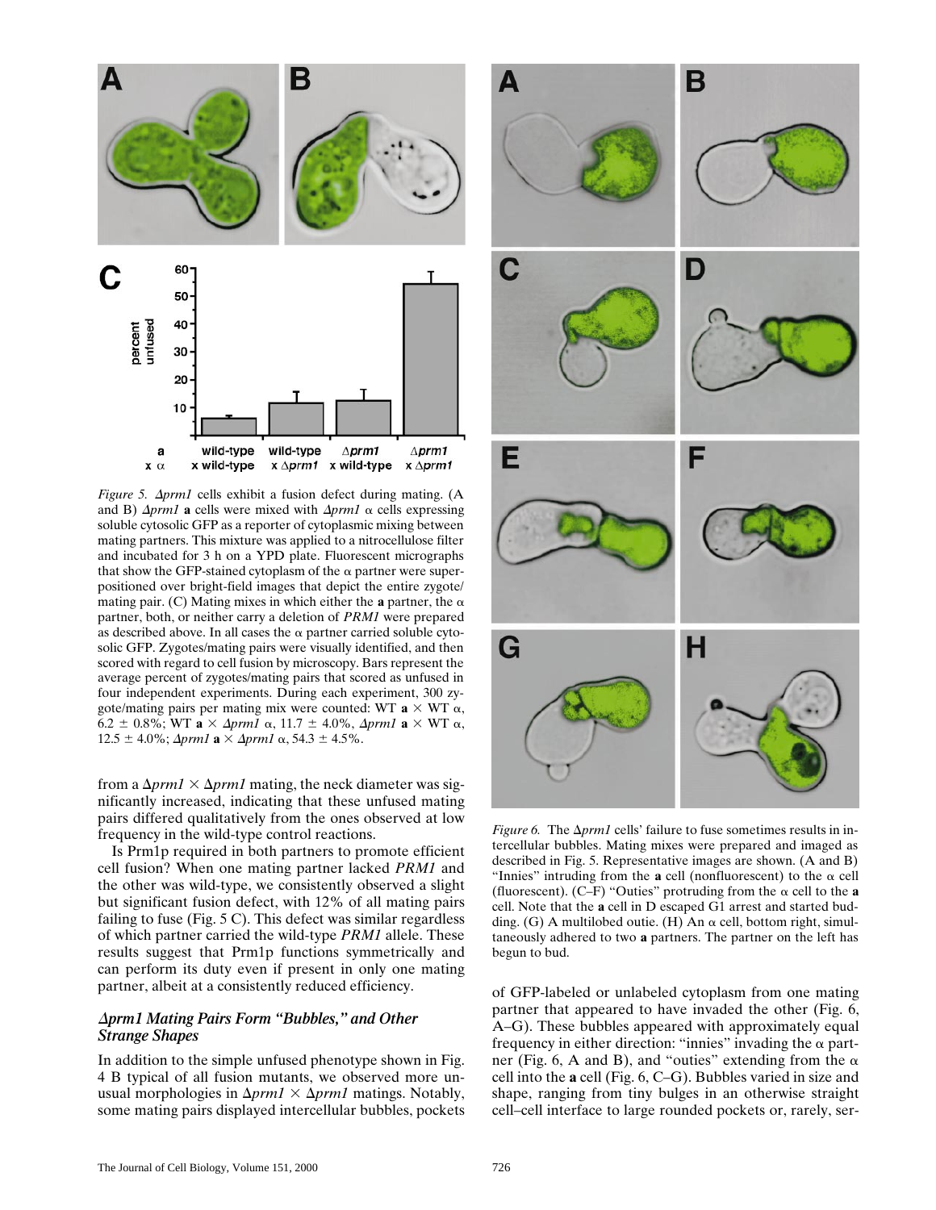*Figure 5.* $\Delta prm1$ cells exhibit a fusion defect during mating. (A and B) $\Delta prm1$ **a** cells were mixed with $\Delta prm1$ α cells expressing soluble cytosolic GFP as a reporter of cytoplasmic mixing between mating partners. This mixture was applied to a nitrocellulose filter and incubated for 3 h on a YPD plate. Fluorescent micrographs that show the GFP-stained cytoplasm of the α partner were superpositioned over bright-field images that depict the entire zygote/mating pair. (C) Mating mixes in which either the **a** partner, the α partner, both, or neither carry a deletion of *PRM1* were prepared as described above. In all cases the α partner carried soluble cytosolic GFP. Zygotes/mating pairs were visually identified, and then scored with regard to cell fusion by microscopy. Bars represent the average percent of zygotes/mating pairs that scored as unfused in four independent experiments. During each experiment, 300 zygote/mating pairs per mating mix were counted: WT **a** × WT α, 6.2 ± 0.8%; WT **a** × $\Delta prm1$ α, 11.7 ± 4.0%, $\Delta prm1$ **a** × WT α, 12.5 ± 4.0%; $\Delta prm1$ **a** × $\Delta prm1$ α, 54.3 ± 4.5%.

from a $\Delta prm1 \times \Delta prm1$ mating, the neck diameter was significantly increased, indicating that these unfused mating pairs differed qualitatively from the ones observed at low frequency in the wild-type control reactions.

Is Prm1p required in both partners to promote efficient cell fusion? When one mating partner lacked *PRM1* and the other was wild-type, we consistently observed a slight but significant fusion defect, with 12% of all mating pairs failing to fuse (Fig. 5 C). This defect was similar regardless of which partner carried the wild-type *PRM1* allele. These results suggest that Prm1p functions symmetrically and can perform its duty even if present in only one mating partner, albeit at a consistently reduced efficiency.

### *Δprm1 Mating Pairs Form "Bubbles," and Other Strange Shapes*

In addition to the simple unfused phenotype shown in Fig. 4 B typical of all fusion mutants, we observed more unusual morphologies in $\Delta prm1 \times \Delta prm1$ matings. Notably, some mating pairs displayed intercellular bubbles, pockets of GFP-labeled or unlabeled cytoplasm from one mating partner that appeared to have invaded the other (Fig. 6, A–G). These bubbles appeared with approximately equal frequency in either direction: "innies" invading the α partner (Fig. 6, A and B), and "outies" extending from the α cell into the **a** cell (Fig. 6, C–G). Bubbles varied in size and shape, ranging from tiny bulges in an otherwise straight cell–cell interface to large rounded pockets or, rarely, ser-

*Figure 6.* The $\Delta prm1$ cells' failure to fuse sometimes results in intercellular bubbles. Mating mixes were prepared and imaged as described in Fig. 5. Representative images are shown. (A and B) "Innies" intruding from the **a** cell (nonfluorescent) to the α cell (fluorescent). (C–F) "Outies" protruding from the α cell to the **a** cell. Note that the **a** cell in D escaped G1 arrest and started budding. (G) A multilobed outie. (H) An α cell, bottom right, simultaneously adhered to two **a** partners. The partner on the left has begun to bud.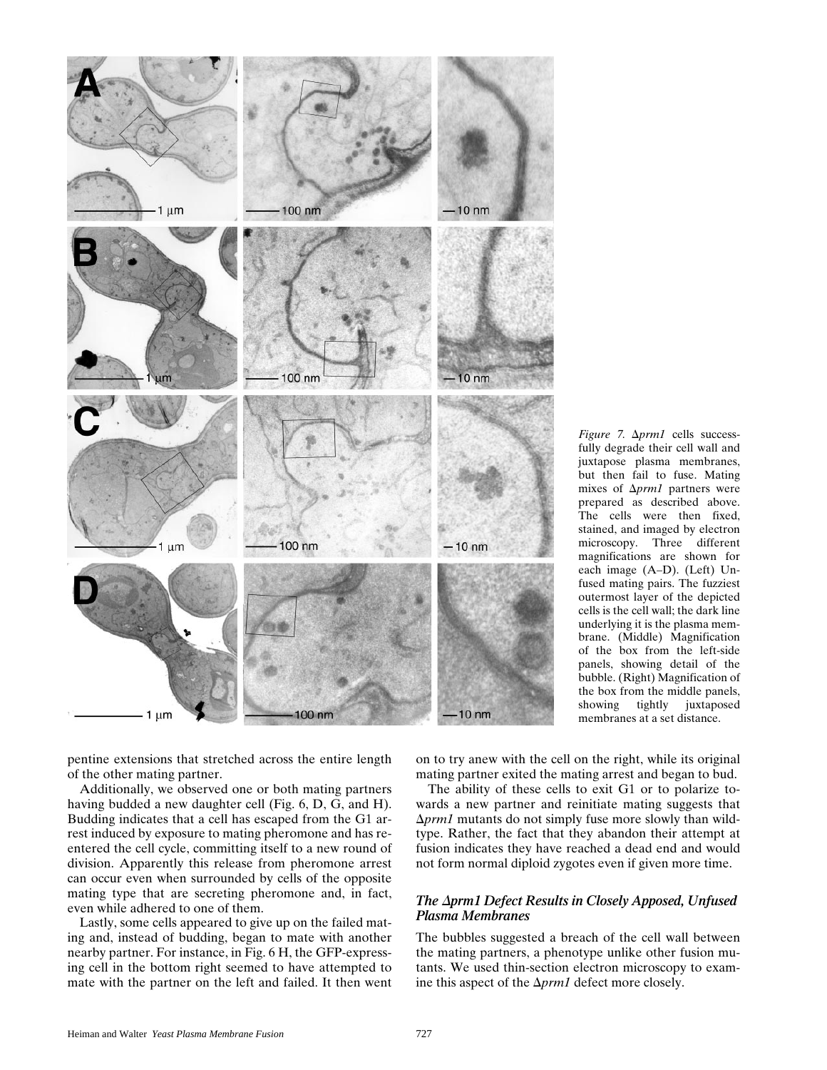*Figure 7.* Δ*prm1* cells successfully degrade their cell wall and juxtapose plasma membranes, but then fail to fuse. Mating mixes of Δ*prm1* partners were prepared as described above. The cells were then fixed, stained, and imaged by electron microscopy. Three different magnifications are shown for each image (A–D). (Left) Unfused mating pairs. The fuzziest outermost layer of the depicted cells is the cell wall; the dark line underlying it is the plasma membrane. (Middle) Magnification of the box from the left-side panels, showing detail of the bubble. (Right) Magnification of the box from the middle panels, showing tightly juxtaposed membranes at a set distance.

pentine extensions that stretched across the entire length of the other mating partner.

Additionally, we observed one or both mating partners having budded a new daughter cell (Fig. 6, D, G, and H). Budding indicates that a cell has escaped from the G1 arrest induced by exposure to mating pheromone and has reentered the cell cycle, committing itself to a new round of division. Apparently this release from pheromone arrest can occur even when surrounded by cells of the opposite mating type that are secreting pheromone and, in fact, even while adhered to one of them.

Lastly, some cells appeared to give up on the failed mating and, instead of budding, began to mate with another nearby partner. For instance, in Fig. 6 H, the GFP-expressing cell in the bottom right seemed to have attempted to mate with the partner on the left and failed. It then went on to try anew with the cell on the right, while its original mating partner exited the mating arrest and began to bud.

The ability of these cells to exit G1 or to polarize towards a new partner and reinitiate mating suggests that Δ*prm1* mutants do not simply fuse more slowly than wildtype. Rather, the fact that they abandon their attempt at fusion indicates they have reached a dead end and would not form normal diploid zygotes even if given more time.

### *The Δprm1 Defect Results in Closely Apposed, Unfused Plasma Membranes*

The bubbles suggested a breach of the cell wall between the mating partners, a phenotype unlike other fusion mutants. We used thin-section electron microscopy to examine this aspect of the Δ*prm1* defect more closely.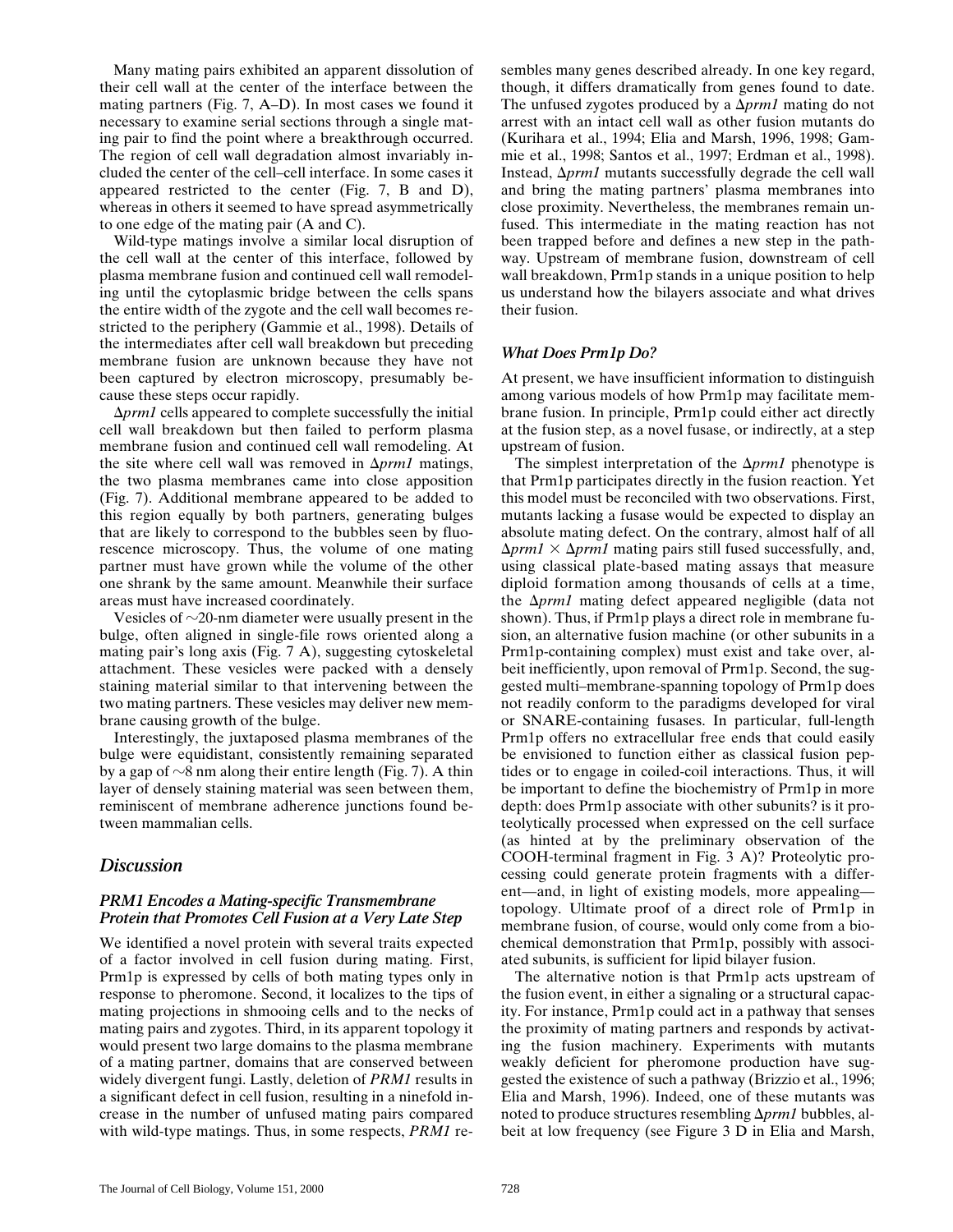Many mating pairs exhibited an apparent dissolution of their cell wall at the center of the interface between the mating partners (Fig. 7, A–D). In most cases we found it necessary to examine serial sections through a single mating pair to find the point where a breakthrough occurred. The region of cell wall degradation almost invariably included the center of the cell–cell interface. In some cases it appeared restricted to the center (Fig. 7, B and D), whereas in others it seemed to have spread asymmetrically to one edge of the mating pair (A and C).

Wild-type matings involve a similar local disruption of the cell wall at the center of this interface, followed by plasma membrane fusion and continued cell wall remodeling until the cytoplasmic bridge between the cells spans the entire width of the zygote and the cell wall becomes restricted to the periphery (Gammie et al., 1998). Details of the intermediates after cell wall breakdown but preceding membrane fusion are unknown because they have not been captured by electron microscopy, presumably because these steps occur rapidly.

Δ*prm1* cells appeared to complete successfully the initial cell wall breakdown but then failed to perform plasma membrane fusion and continued cell wall remodeling. At the site where cell wall was removed in Δ*prm1* matings, the two plasma membranes came into close apposition (Fig. 7). Additional membrane appeared to be added to this region equally by both partners, generating bulges that are likely to correspond to the bubbles seen by fluorescence microscopy. Thus, the volume of one mating partner must have grown while the volume of the other one shrank by the same amount. Meanwhile their surface areas must have increased coordinately.

Vesicles of ~20-nm diameter were usually present in the bulge, often aligned in single-file rows oriented along a mating pair's long axis (Fig. 7 A), suggesting cytoskeletal attachment. These vesicles were packed with a densely staining material similar to that intervening between the two mating partners. These vesicles may deliver new membrane causing growth of the bulge.

Interestingly, the juxtaposed plasma membranes of the bulge were equidistant, consistently remaining separated by a gap of ~8 nm along their entire length (Fig. 7). A thin layer of densely staining material was seen between them, reminiscent of membrane adherence junctions found between mammalian cells.

## Discussion

### *PRM1 Encodes a Mating-specific Transmembrane Protein that Promotes Cell Fusion at a Very Late Step*

We identified a novel protein with several traits expected of a factor involved in cell fusion during mating. First, Prm1p is expressed by cells of both mating types only in response to pheromone. Second, it localizes to the tips of mating projections in shmooing cells and to the necks of mating pairs and zygotes. Third, in its apparent topology it would present two large domains to the plasma membrane of a mating partner, domains that are conserved between widely divergent fungi. Lastly, deletion of *PRM1* results in a significant defect in cell fusion, resulting in a ninefold increase in the number of unfused mating pairs compared with wild-type matings. Thus, in some respects, *PRM1* resembles many genes described already. In one key regard, though, it differs dramatically from genes found to date. The unfused zygotes produced by a Δ*prm1* mating do not arrest with an intact cell wall as other fusion mutants do (Kurihara et al., 1994; Elia and Marsh, 1996, 1998; Gammie et al., 1998; Santos et al., 1997; Erdman et al., 1998). Instead, Δ*prm1* mutants successfully degrade the cell wall and bring the mating partners' plasma membranes into close proximity. Nevertheless, the membranes remain unfused. This intermediate in the mating reaction has not been trapped before and defines a new step in the pathway. Upstream of membrane fusion, downstream of cell wall breakdown, Prm1p stands in a unique position to help us understand how the bilayers associate and what drives their fusion.

### *What Does Prm1p Do?*

At present, we have insufficient information to distinguish among various models of how Prm1p may facilitate membrane fusion. In principle, Prm1p could either act directly at the fusion step, as a novel fusase, or indirectly, at a step upstream of fusion.

The simplest interpretation of the Δ*prm1* phenotype is that Prm1p participates directly in the fusion reaction. Yet this model must be reconciled with two observations. First, mutants lacking a fusase would be expected to display an absolute mating defect. On the contrary, almost half of all Δ*prm1* × Δ*prm1* mating pairs still fused successfully, and, using classical plate-based mating assays that measure diploid formation among thousands of cells at a time, the Δ*prm1* mating defect appeared negligible (data not shown). Thus, if Prm1p plays a direct role in membrane fusion, an alternative fusion machine (or other subunits in a Prm1p-containing complex) must exist and take over, albeit inefficiently, upon removal of Prm1p. Second, the suggested multi–membrane-spanning topology of Prm1p does not readily conform to the paradigms developed for viral or SNARE-containing fusases. In particular, full-length Prm1p offers no extracellular free ends that could easily be envisioned to function either as classical fusion peptides or to engage in coiled-coil interactions. Thus, it will be important to define the biochemistry of Prm1p in more depth: does Prm1p associate with other subunits? is it proteolytically processed when expressed on the cell surface (as hinted at by the preliminary observation of the COOH-terminal fragment in Fig. 3 A)? Proteolytic processing could generate protein fragments with a different—and, in light of existing models, more appealing—topology. Ultimate proof of a direct role of Prm1p in membrane fusion, of course, would only come from a biochemical demonstration that Prm1p, possibly with associated subunits, is sufficient for lipid bilayer fusion.

The alternative notion is that Prm1p acts upstream of the fusion event, in either a signaling or a structural capacity. For instance, Prm1p could act in a pathway that senses the proximity of mating partners and responds by activating the fusion machinery. Experiments with mutants weakly deficient for pheromone production have suggested the existence of such a pathway (Brizzio et al., 1996; Elia and Marsh, 1996). Indeed, one of these mutants was noted to produce structures resembling Δ*prm1* bubbles, albeit at low frequency (see Figure 3 D in Elia and Marsh,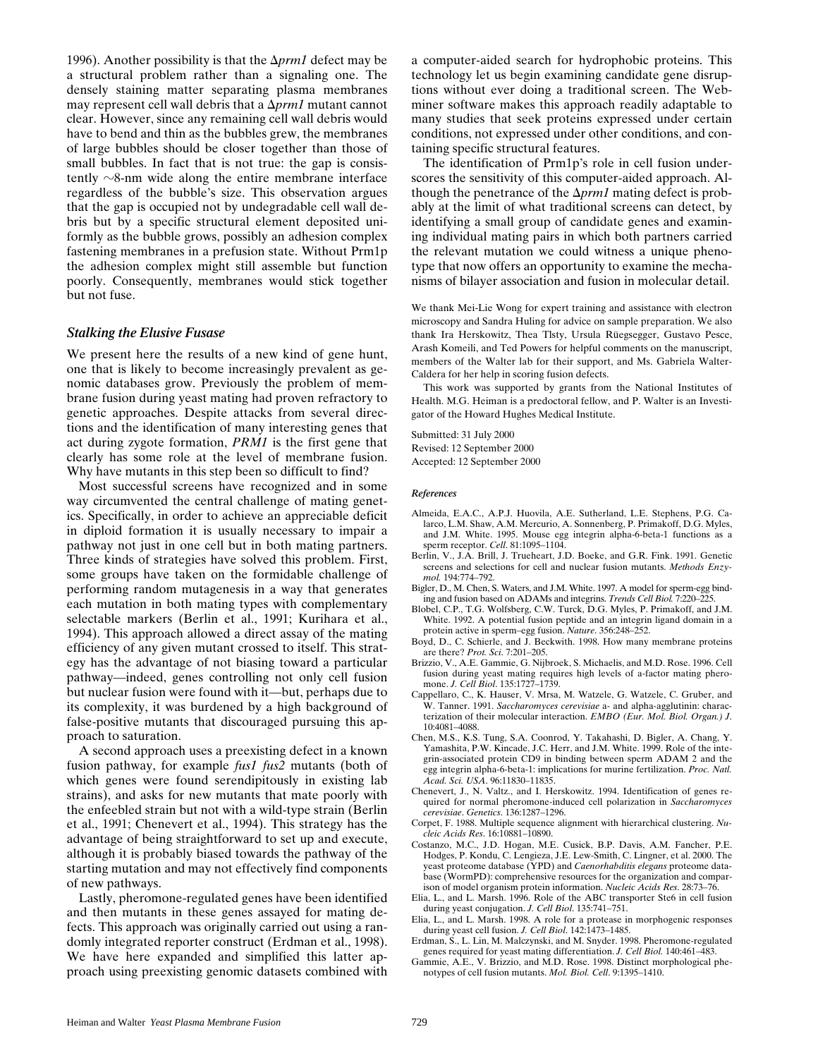1996). Another possibility is that the Δ*prm1* defect may be a structural problem rather than a signaling one. The densely staining matter separating plasma membranes may represent cell wall debris that a Δ*prm1* mutant cannot clear. However, since any remaining cell wall debris would have to bend and thin as the bubbles grew, the membranes of large bubbles should be closer together than those of small bubbles. In fact that is not true: the gap is consistently ~8-nm wide along the entire membrane interface regardless of the bubble's size. This observation argues that the gap is occupied not by undegradable cell wall debris but by a specific structural element deposited uniformly as the bubble grows, possibly an adhesion complex fastening membranes in a prefusion state. Without Prm1p the adhesion complex might still assemble but function poorly. Consequently, membranes would stick together but not fuse.

### *Stalking the Elusive Fusase*

We present here the results of a new kind of gene hunt, one that is likely to become increasingly prevalent as genomic databases grow. Previously the problem of membrane fusion during yeast mating had proven refractory to genetic approaches. Despite attacks from several directions and the identification of many interesting genes that act during zygote formation, *PRM1* is the first gene that clearly has some role at the level of membrane fusion. Why have mutants in this step been so difficult to find?

Most successful screens have recognized and in some way circumvented the central challenge of mating genetics. Specifically, in order to achieve an appreciable deficit in diploid formation it is usually necessary to impair a pathway not just in one cell but in both mating partners. Three kinds of strategies have solved this problem. First, some groups have taken on the formidable challenge of performing random mutagenesis in a way that generates each mutation in both mating types with complementary selectable markers (Berlin et al., 1991; Kurihara et al., 1994). This approach allowed a direct assay of the mating efficiency of any given mutant crossed to itself. This strategy has the advantage of not biasing toward a particular pathway—indeed, genes controlling not only cell fusion but nuclear fusion were found with it—but, perhaps due to its complexity, it was burdened by a high background of false-positive mutants that discouraged pursuing this approach to saturation.

A second approach uses a preexisting defect in a known fusion pathway, for example *fus1 fus2* mutants (both of which genes were found serendipitously in existing lab strains), and asks for new mutants that mate poorly with the enfeebled strain but not with a wild-type strain (Berlin et al., 1991; Chenevert et al., 1994). This strategy has the advantage of being straightforward to set up and execute, although it is probably biased towards the pathway of the starting mutation and may not effectively find components of new pathways.

Lastly, pheromone-regulated genes have been identified and then mutants in these genes assayed for mating defects. This approach was originally carried out using a randomly integrated reporter construct (Erdman et al., 1998). We have here expanded and simplified this latter approach using preexisting genomic datasets combined with a computer-aided search for hydrophobic proteins. This technology let us begin examining candidate gene disruptions without ever doing a traditional screen. The Webminer software makes this approach readily adaptable to many studies that seek proteins expressed under certain conditions, not expressed under other conditions, and containing specific structural features.

The identification of Prm1p's role in cell fusion underscores the sensitivity of this computer-aided approach. Although the penetrance of the Δ*prm1* mating defect is probably at the limit of what traditional screens can detect, by identifying a small group of candidate genes and examining individual mating pairs in which both partners carried the relevant mutation we could witness a unique phenotype that now offers an opportunity to examine the mechanisms of bilayer association and fusion in molecular detail.

We thank Mei-Lie Wong for expert training and assistance with electron microscopy and Sandra Huling for advice on sample preparation. We also thank Ira Herskowitz, Thea Tlsty, Ursula Rüegsegger, Gustavo Pesce, Arash Komeili, and Ted Powers for helpful comments on the manuscript, members of the Walter lab for their support, and Ms. Gabriela Walter-Caldera for her help in scoring fusion defects.

This work was supported by grants from the National Institutes of Health. M.G. Heiman is a predoctoral fellow, and P. Walter is an Investigator of the Howard Hughes Medical Institute.

Submitted: 31 July 2000
Revised: 12 September 2000
Accepted: 12 September 2000

#### *References*

- Almeida, E.A.C., A.P.J. Huovila, A.E. Sutherland, L.E. Stephens, P.G. Calarco, L.M. Shaw, A.M. Mercurio, A. Sonnenberg, P. Primakoff, D.G. Myles, and J.M. White. 1995. Mouse egg integrin alpha-6-beta-1 functions as a sperm receptor. *Cell*. 81:1095–1104.
- Berlin, V., J.A. Brill, J. Trueheart, J.D. Boeke, and G.R. Fink. 1991. Genetic screens and selections for cell and nuclear fusion mutants. *Methods Enzymol.* 194:774–792.
- Bigler, D., M. Chen, S. Waters, and J.M. White. 1997. A model for sperm-egg binding and fusion based on ADAMs and integrins. *Trends Cell Biol.* 7:220–225.
- Blobel, C.P., T.G. Wolfsberg, C.W. Turck, D.G. Myles, P. Primakoff, and J.M. White. 1992. A potential fusion peptide and an integrin ligand domain in a protein active in sperm–egg fusion. *Nature*. 356:248–252.
- Boyd, D., C. Schierle, and J. Beckwith. 1998. How many membrane proteins are there? *Prot. Sci.* 7:201–205.
- Brizzio, V., A.E. Gammie, G. Nijbroek, S. Michaelis, and M.D. Rose. 1996. Cell fusion during yeast mating requires high levels of a-factor mating pheromone. *J. Cell Biol*. 135:1727–1739.
- Cappellaro, C., K. Hauser, V. Mrsa, M. Watzele, G. Watzele, C. Gruber, and W. Tanner. 1991. *Saccharomyces cerevisiae* a- and alpha-agglutinin: characterization of their molecular interaction. *EMBO (Eur. Mol. Biol. Organ.) J*. 10:4081–4088.
- Chen, M.S., K.S. Tung, S.A. Coonrod, Y. Takahashi, D. Bigler, A. Chang, Y. Yamashita, P.W. Kincade, J.C. Herr, and J.M. White. 1999. Role of the integrin-associated protein CD9 in binding between sperm ADAM 2 and the egg integrin alpha-6-beta-1: implications for murine fertilization. *Proc. Natl. Acad. Sci. USA*. 96:11830–11835.
- Chenevert, J., N. Valtz., and I. Herskowitz. 1994. Identification of genes required for normal pheromone-induced cell polarization in *Saccharomyces cerevisiae*. *Genetics*. 136:1287–1296.
- Corpet, F. 1988. Multiple sequence alignment with hierarchical clustering. *Nucleic Acids Res*. 16:10881–10890.
- Costanzo, M.C., J.D. Hogan, M.E. Cusick, B.P. Davis, A.M. Fancher, P.E. Hodges, P. Kondu, C. Lengieza, J.E. Lew-Smith, C. Lingner, et al. 2000. The yeast proteome database (YPD) and *Caenorhabditis elegans* proteome database (WormPD): comprehensive resources for the organization and comparison of model organism protein information. *Nucleic Acids Res*. 28:73–76.
- Elia, L., and L. Marsh. 1996. Role of the ABC transporter Ste6 in cell fusion during yeast conjugation. *J. Cell Biol*. 135:741–751.
- Elia, L., and L. Marsh. 1998. A role for a protease in morphogenic responses during yeast cell fusion. *J. Cell Biol.* 142:1473–1485.
- Erdman, S., L. Lin, M. Malczynski, and M. Snyder. 1998. Pheromone-regulated genes required for yeast mating differentiation. *J. Cell Biol.* 140:461–483.
- Gammie, A.E., V. Brizzio, and M.D. Rose. 1998. Distinct morphological phenotypes of cell fusion mutants. *Mol. Biol. Cell*. 9:1395–1410.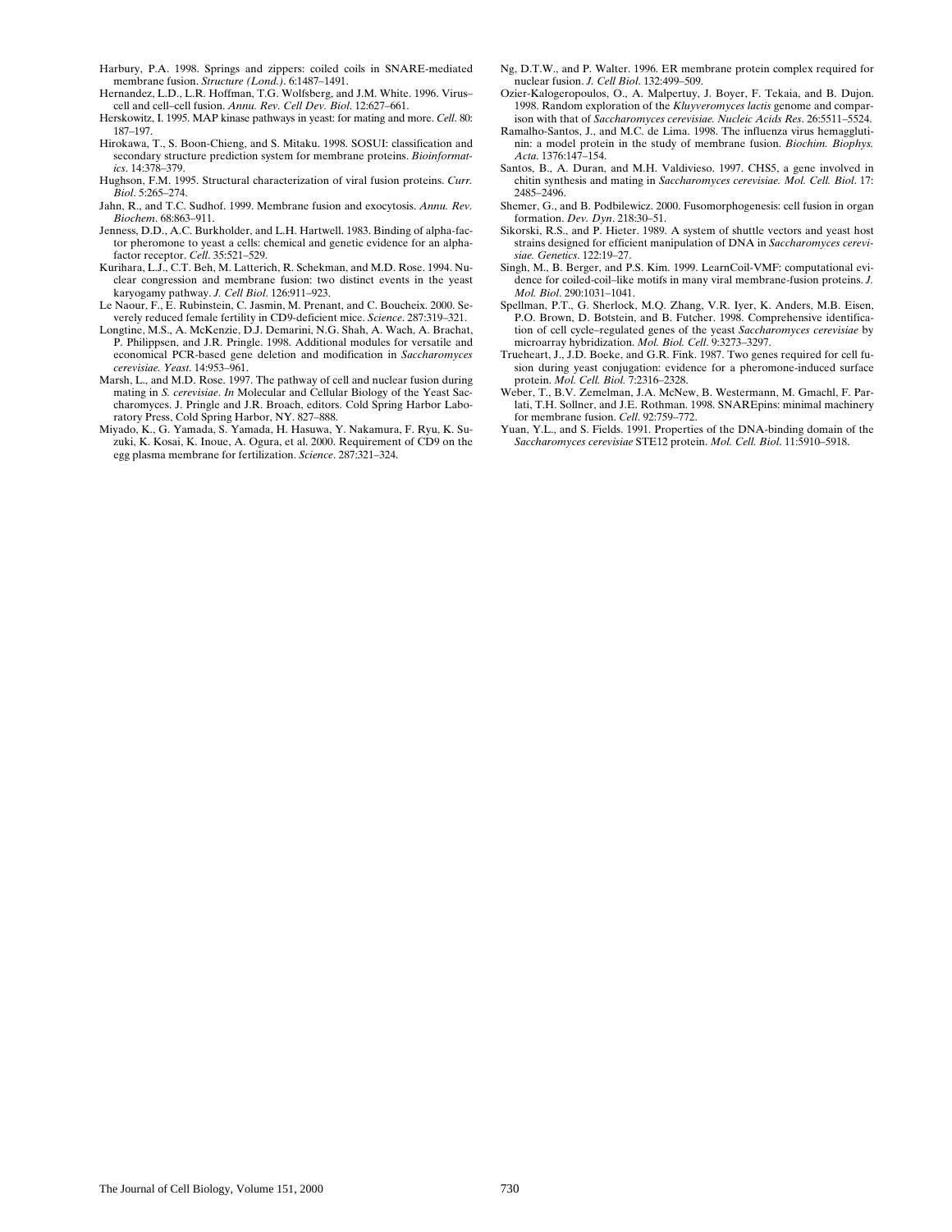Harbury, P.A. 1998. Springs and zippers: coiled coils in SNARE-mediated membrane fusion. *Structure (Lond.)*. 6:1487–1491.

Hernandez, L.D., L.R. Hoffman, T.G. Wolfsberg, and J.M. White. 1996. Virus–cell and cell–cell fusion. *Annu. Rev. Cell Dev. Biol*. 12:627–661.

Herskowitz, I. 1995. MAP kinase pathways in yeast: for mating and more. *Cell*. 80: 187–197.

Hirokawa, T., S. Boon-Chieng, and S. Mitaku. 1998. SOSUI: classification and secondary structure prediction system for membrane proteins. *Bioinformatics*. 14:378–379.

Hughson, F.M. 1995. Structural characterization of viral fusion proteins. *Curr. Biol*. 5:265–274.

Jahn, R., and T.C. Sudhof. 1999. Membrane fusion and exocytosis. *Annu. Rev. Biochem*. 68:863–911.

Jenness, D.D., A.C. Burkholder, and L.H. Hartwell. 1983. Binding of alpha-factor pheromone to yeast a cells: chemical and genetic evidence for an alpha-factor receptor. *Cell*. 35:521–529.

Kurihara, L.J., C.T. Beh, M. Latterich, R. Schekman, and M.D. Rose. 1994. Nuclear congression and membrane fusion: two distinct events in the yeast karyogamy pathway. *J. Cell Biol*. 126:911–923.

Le Naour, F., E. Rubinstein, C. Jasmin, M. Prenant, and C. Boucheix. 2000. Severely reduced female fertility in CD9-deficient mice. *Science*. 287:319–321.

Longtine, M.S., A. McKenzie, D.J. Demarini, N.G. Shah, A. Wach, A. Brachat, P. Philippsen, and J.R. Pringle. 1998. Additional modules for versatile and economical PCR-based gene deletion and modification in *Saccharomyces cerevisiae. Yeast*. 14:953–961.

Marsh, L., and M.D. Rose. 1997. The pathway of cell and nuclear fusion during mating in *S. cerevisiae*. *In* Molecular and Cellular Biology of the Yeast Saccharomyces. J. Pringle and J.R. Broach, editors. Cold Spring Harbor Laboratory Press, Cold Spring Harbor, NY. 827–888.

Miyado, K., G. Yamada, S. Yamada, H. Hasuwa, Y. Nakamura, F. Ryu, K. Suzuki, K. Kosai, K. Inoue, A. Ogura, et al. 2000. Requirement of CD9 on the egg plasma membrane for fertilization. *Science*. 287:321–324.

Ng, D.T.W., and P. Walter. 1996. ER membrane protein complex required for nuclear fusion. *J. Cell Biol*. 132:499–509.

Ozier-Kalogeropoulos, O., A. Malpertuy, J. Boyer, F. Tekaia, and B. Dujon. 1998. Random exploration of the *Kluyveromyces lactis* genome and comparison with that of *Saccharomyces cerevisiae. Nucleic Acids Res*. 26:5511–5524.

Ramalho-Santos, J., and M.C. de Lima. 1998. The influenza virus hemagglutinin: a model protein in the study of membrane fusion. *Biochim. Biophys. Acta*. 1376:147–154.

Santos, B., A. Duran, and M.H. Valdivieso. 1997. CHS5, a gene involved in chitin synthesis and mating in *Saccharomyces cerevisiae. Mol. Cell. Biol*. 17: 2485–2496.

Shemer, G., and B. Podbilewicz. 2000. Fusomorphogenesis: cell fusion in organ formation. *Dev. Dyn*. 218:30–51.

Sikorski, R.S., and P. Hieter. 1989. A system of shuttle vectors and yeast host strains designed for efficient manipulation of DNA in *Saccharomyces cerevisiae. Genetics*. 122:19–27.

Singh, M., B. Berger, and P.S. Kim. 1999. LearnCoil-VMF: computational evidence for coiled-coil–like motifs in many viral membrane-fusion proteins. *J. Mol. Biol*. 290:1031–1041.

Spellman, P.T., G. Sherlock, M.Q. Zhang, V.R. Iyer, K. Anders, M.B. Eisen, P.O. Brown, D. Botstein, and B. Futcher. 1998. Comprehensive identification of cell cycle–regulated genes of the yeast *Saccharomyces cerevisiae* by microarray hybridization. *Mol. Biol. Cell*. 9:3273–3297.

Trueheart, J., J.D. Boeke, and G.R. Fink. 1987. Two genes required for cell fusion during yeast conjugation: evidence for a pheromone-induced surface protein. *Mol. Cell. Biol*. 7:2316–2328.

Weber, T., B.V. Zemelman, J.A. McNew, B. Westermann, M. Gmachl, F. Parlati, T.H. Sollner, and J.E. Rothman. 1998. SNAREpins: minimal machinery for membrane fusion. *Cell*. 92:759–772.

Yuan, Y.L., and S. Fields. 1991. Properties of the DNA-binding domain of the *Saccharomyces cerevisiae* STE12 protein. *Mol. Cell. Biol*. 11:5910–5918.